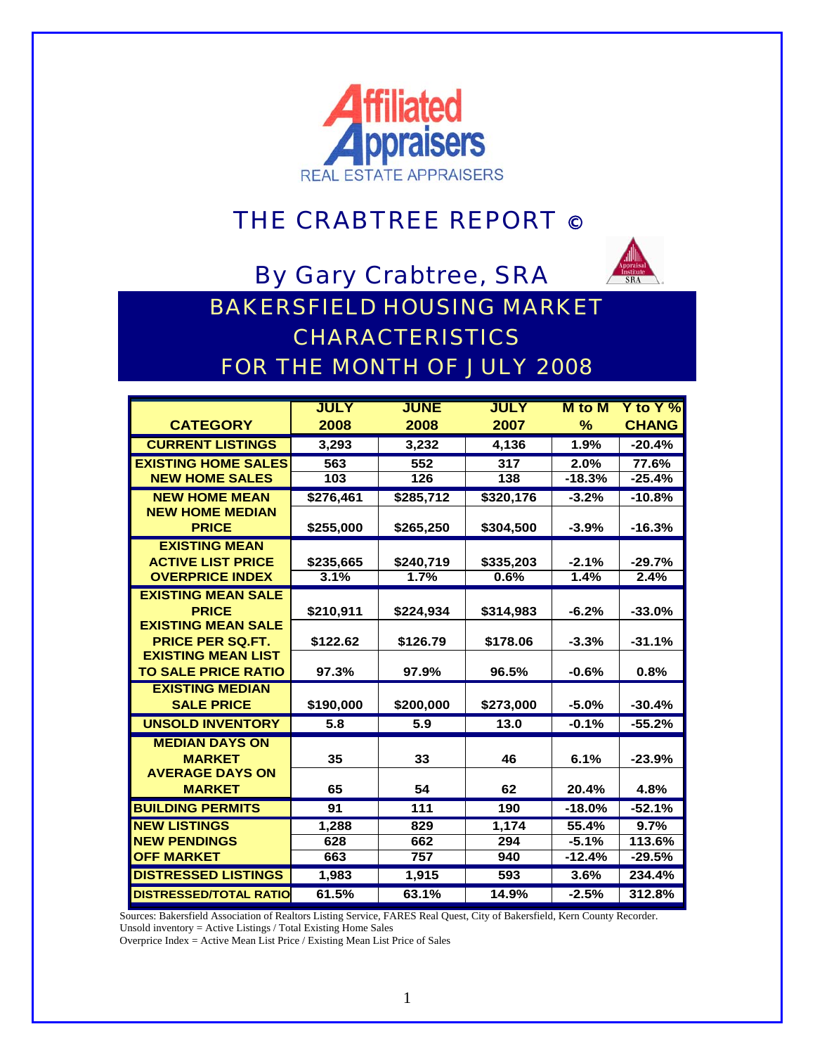Affiliated Appraisers
REAL ESTATE APPRAISERS

# THE CRABTREE REPORT ©

## By Gary Crabtree, SRA

## BAKERSFIELD HOUSING MARKET CHARACTERISTICS FOR THE MONTH OF JULY 2008

| CATEGORY | JULY 2008 | JUNE 2008 | JULY 2007 | M to M % | Y to Y % CHANG |
|---|---|---|---|---|---|
| CURRENT LISTINGS | 3,293 | 3,232 | 4,136 | 1.9% | -20.4% |
| EXISTING HOME SALES | 563 | 552 | 317 | 2.0% | 77.6% |
| NEW HOME SALES | 103 | 126 | 138 | -18.3% | -25.4% |
| NEW HOME MEAN | $276,461 | $285,712 | $320,176 | -3.2% | -10.8% |
| NEW HOME MEDIAN PRICE | $255,000 | $265,250 | $304,500 | -3.9% | -16.3% |
| EXISTING MEAN ACTIVE LIST PRICE | $235,665 | $240,719 | $335,203 | -2.1% | -29.7% |
| OVERPRICE INDEX | 3.1% | 1.7% | 0.6% | 1.4% | 2.4% |
| EXISTING MEAN SALE PRICE | $210,911 | $224,934 | $314,983 | -6.2% | -33.0% |
| EXISTING MEAN SALE PRICE PER SQ.FT. | $122.62 | $126.79 | $178.06 | -3.3% | -31.1% |
| EXISTING MEAN LIST TO SALE PRICE RATIO | 97.3% | 97.9% | 96.5% | -0.6% | 0.8% |
| EXISTING MEDIAN SALE PRICE | $190,000 | $200,000 | $273,000 | -5.0% | -30.4% |
| UNSOLD INVENTORY | 5.8 | 5.9 | 13.0 | -0.1% | -55.2% |
| MEDIAN DAYS ON MARKET | 35 | 33 | 46 | 6.1% | -23.9% |
| AVERAGE DAYS ON MARKET | 65 | 54 | 62 | 20.4% | 4.8% |
| BUILDING PERMITS | 91 | 111 | 190 | -18.0% | -52.1% |
| NEW LISTINGS | 1,288 | 829 | 1,174 | 55.4% | 9.7% |
| NEW PENDINGS | 628 | 662 | 294 | -5.1% | 113.6% |
| OFF MARKET | 663 | 757 | 940 | -12.4% | -29.5% |
| DISTRESSED LISTINGS | 1,983 | 1,915 | 593 | 3.6% | 234.4% |
| DISTRESSED/TOTAL RATIO | 61.5% | 63.1% | 14.9% | -2.5% | 312.8% |

Sources: Bakersfield Association of Realtors Listing Service, FARES Real Quest, City of Bakersfield, Kern County Recorder.
Unsold inventory = Active Listings / Total Existing Home Sales
Overprice Index = Active Mean List Price / Existing Mean List Price of Sales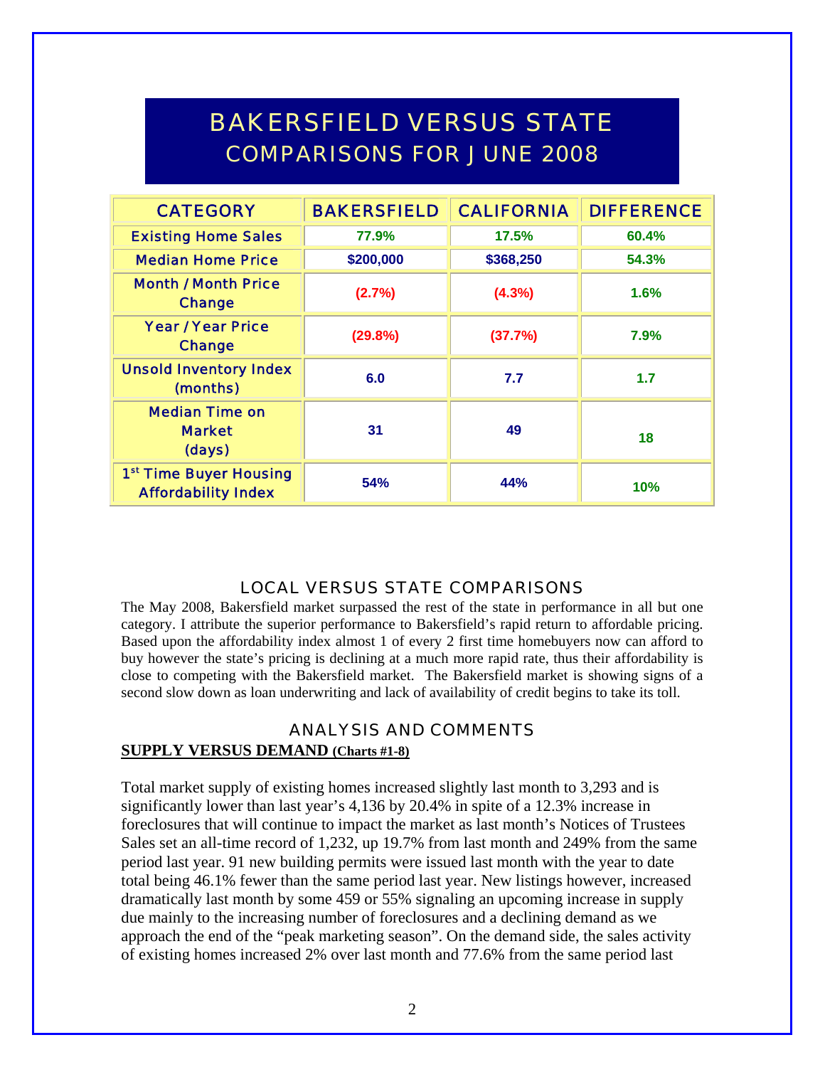# BAKERSFIELD VERSUS STATE
## COMPARISONS FOR JUNE 2008

| CATEGORY | BAKERSFIELD | CALIFORNIA | DIFFERENCE |
|---|---|---|---|
| Existing Home Sales | 77.9% | 17.5% | 60.4% |
| Median Home Price | $200,000 | $368,250 | 54.3% |
| Month / Month Price Change | (2.7%) | (4.3%) | 1.6% |
| Year / Year Price Change | (29.8%) | (37.7%) | 7.9% |
| Unsold Inventory Index (months) | 6.0 | 7.7 | 1.7 |
| Median Time on Market (days) | 31 | 49 | 18 |
| 1st Time Buyer Housing Affordability Index | 54% | 44% | 10% |

## LOCAL VERSUS STATE COMPARISONS

The May 2008, Bakersfield market surpassed the rest of the state in performance in all but one category. I attribute the superior performance to Bakersfield's rapid return to affordable pricing. Based upon the affordability index almost 1 of every 2 first time homebuyers now can afford to buy however the state's pricing is declining at a much more rapid rate, thus their affordability is close to competing with the Bakersfield market. The Bakersfield market is showing signs of a second slow down as loan underwriting and lack of availability of credit begins to take its toll.

## ANALYSIS AND COMMENTS

**SUPPLY VERSUS DEMAND (Charts #1-8)**

Total market supply of existing homes increased slightly last month to 3,293 and is significantly lower than last year's 4,136 by 20.4% in spite of a 12.3% increase in foreclosures that will continue to impact the market as last month's Notices of Trustees Sales set an all-time record of 1,232, up 19.7% from last month and 249% from the same period last year. 91 new building permits were issued last month with the year to date total being 46.1% fewer than the same period last year. New listings however, increased dramatically last month by some 459 or 55% signaling an upcoming increase in supply due mainly to the increasing number of foreclosures and a declining demand as we approach the end of the "peak marketing season". On the demand side, the sales activity of existing homes increased 2% over last month and 77.6% from the same period last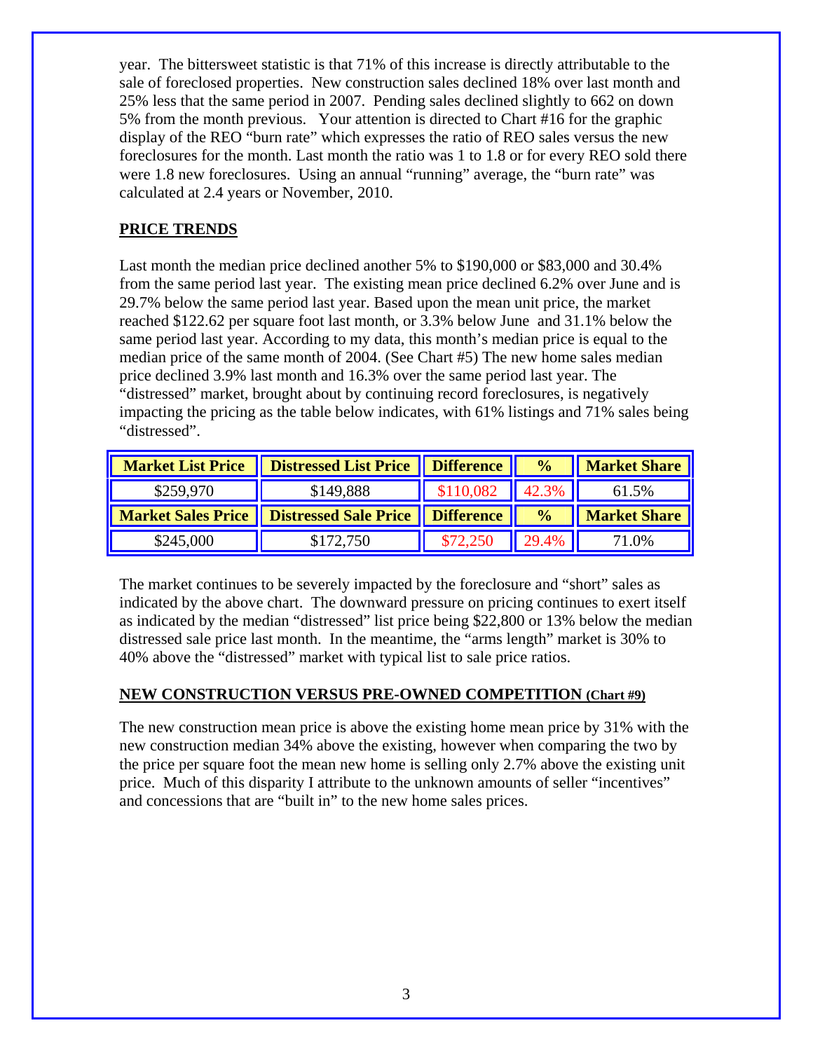year. The bittersweet statistic is that 71% of this increase is directly attributable to the sale of foreclosed properties. New construction sales declined 18% over last month and 25% less that the same period in 2007. Pending sales declined slightly to 662 on down 5% from the month previous. Your attention is directed to Chart #16 for the graphic display of the REO "burn rate" which expresses the ratio of REO sales versus the new foreclosures for the month. Last month the ratio was 1 to 1.8 or for every REO sold there were 1.8 new foreclosures. Using an annual "running" average, the "burn rate" was calculated at 2.4 years or November, 2010.

## PRICE TRENDS

Last month the median price declined another 5% to $190,000 or $83,000 and 30.4% from the same period last year. The existing mean price declined 6.2% over June and is 29.7% below the same period last year. Based upon the mean unit price, the market reached $122.62 per square foot last month, or 3.3% below June and 31.1% below the same period last year. According to my data, this month's median price is equal to the median price of the same month of 2004. (See Chart #5) The new home sales median price declined 3.9% last month and 16.3% over the same period last year. The "distressed" market, brought about by continuing record foreclosures, is negatively impacting the pricing as the table below indicates, with 61% listings and 71% sales being "distressed".

| Market List Price | Distressed List Price | Difference | % | Market Share |
|---|---|---|---|---|
| $259,970 | $149,888 | $110,082 | 42.3% | 61.5% |
| **Market Sales Price** | **Distressed Sale Price** | **Difference** | **%** | **Market Share** |
| $245,000 | $172,750 | $72,250 | 29.4% | 71.0% |

The market continues to be severely impacted by the foreclosure and "short" sales as indicated by the above chart. The downward pressure on pricing continues to exert itself as indicated by the median "distressed" list price being $22,800 or 13% below the median distressed sale price last month. In the meantime, the "arms length" market is 30% to 40% above the "distressed" market with typical list to sale price ratios.

## NEW CONSTRUCTION VERSUS PRE-OWNED COMPETITION (Chart #9)

The new construction mean price is above the existing home mean price by 31% with the new construction median 34% above the existing, however when comparing the two by the price per square foot the mean new home is selling only 2.7% above the existing unit price. Much of this disparity I attribute to the unknown amounts of seller "incentives" and concessions that are "built in" to the new home sales prices.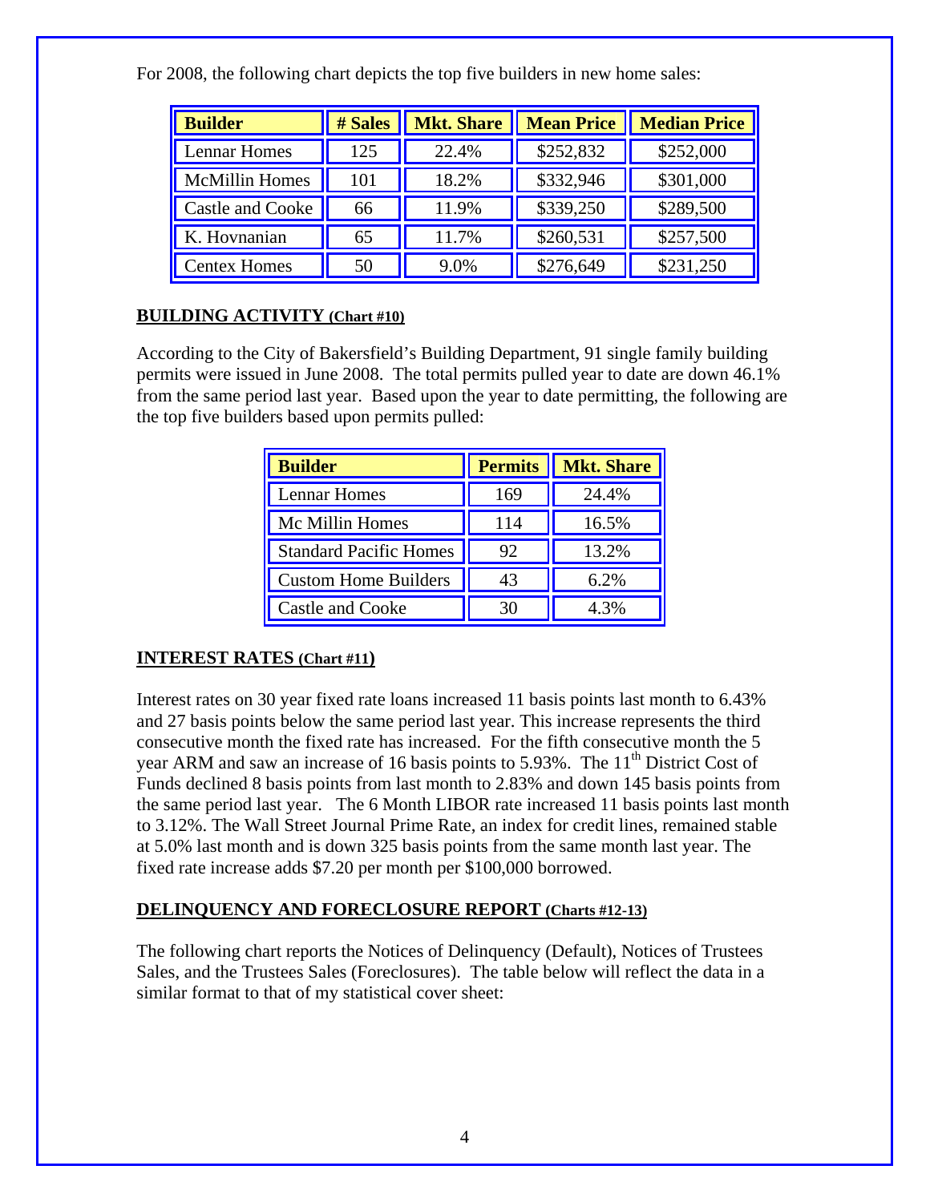For 2008, the following chart depicts the top five builders in new home sales:

| Builder | # Sales | Mkt. Share | Mean Price | Median Price |
|---|---|---|---|---|
| Lennar Homes | 125 | 22.4% | $252,832 | $252,000 |
| McMillin Homes | 101 | 18.2% | $332,946 | $301,000 |
| Castle and Cooke | 66 | 11.9% | $339,250 | $289,500 |
| K. Hovnanian | 65 | 11.7% | $260,531 | $257,500 |
| Centex Homes | 50 | 9.0% | $276,649 | $231,250 |

**BUILDING ACTIVITY (Chart #10)**

According to the City of Bakersfield's Building Department, 91 single family building permits were issued in June 2008. The total permits pulled year to date are down 46.1% from the same period last year. Based upon the year to date permitting, the following are the top five builders based upon permits pulled:

| Builder | Permits | Mkt. Share |
|---|---|---|
| Lennar Homes | 169 | 24.4% |
| Mc Millin Homes | 114 | 16.5% |
| Standard Pacific Homes | 92 | 13.2% |
| Custom Home Builders | 43 | 6.2% |
| Castle and Cooke | 30 | 4.3% |

**INTEREST RATES (Chart #11)**

Interest rates on 30 year fixed rate loans increased 11 basis points last month to 6.43% and 27 basis points below the same period last year. This increase represents the third consecutive month the fixed rate has increased. For the fifth consecutive month the 5 year ARM and saw an increase of 16 basis points to 5.93%. The 11th District Cost of Funds declined 8 basis points from last month to 2.83% and down 145 basis points from the same period last year. The 6 Month LIBOR rate increased 11 basis points last month to 3.12%. The Wall Street Journal Prime Rate, an index for credit lines, remained stable at 5.0% last month and is down 325 basis points from the same month last year. The fixed rate increase adds $7.20 per month per $100,000 borrowed.

**DELINQUENCY AND FORECLOSURE REPORT (Charts #12-13)**

The following chart reports the Notices of Delinquency (Default), Notices of Trustees Sales, and the Trustees Sales (Foreclosures). The table below will reflect the data in a similar format to that of my statistical cover sheet: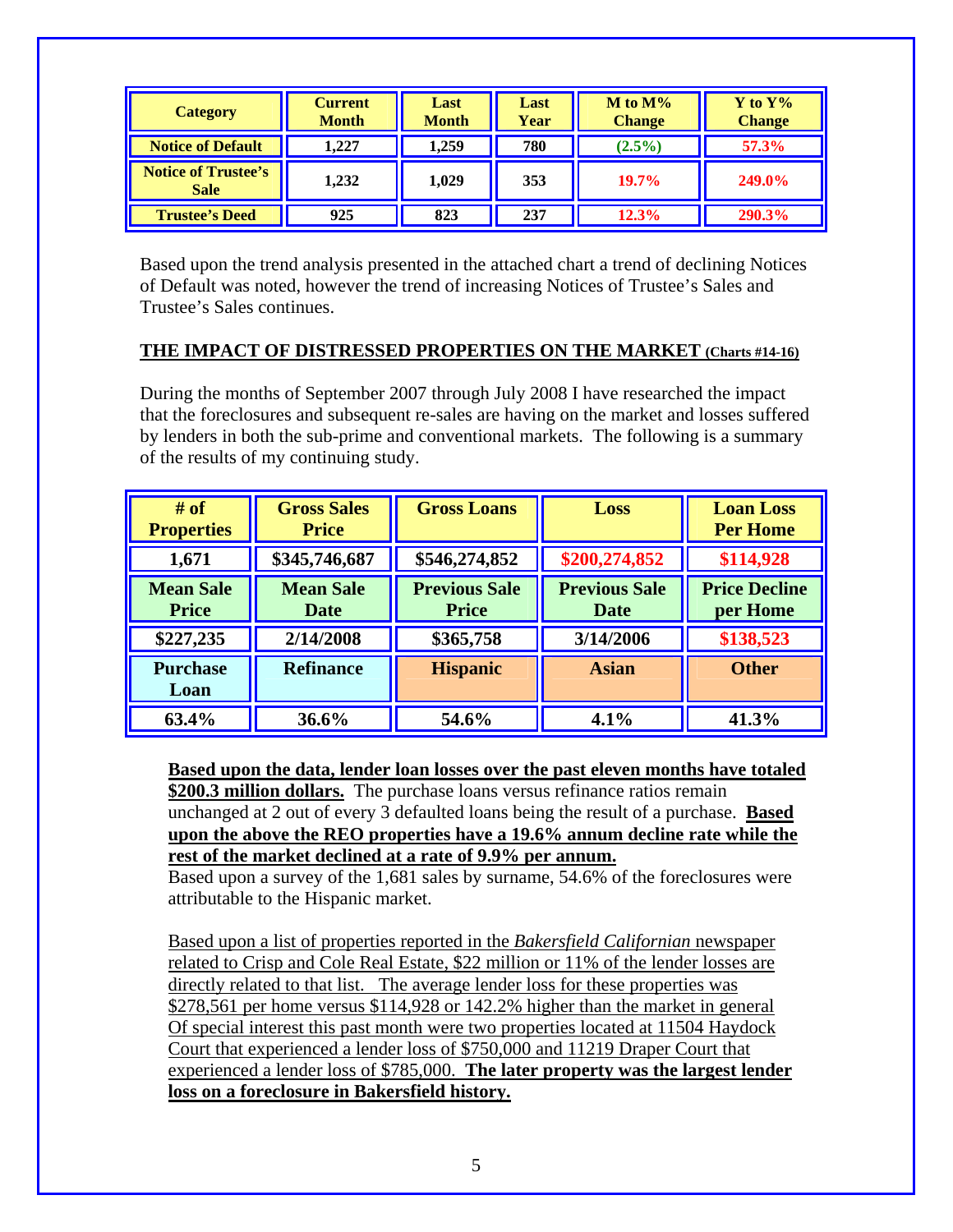| Category | Current Month | Last Month | Last Year | M to M% Change | Y to Y% Change |
|---|---|---|---|---|---|
| Notice of Default | 1,227 | 1,259 | 780 | (2.5%) | 57.3% |
| Notice of Trustee's Sale | 1,232 | 1,029 | 353 | 19.7% | 249.0% |
| Trustee's Deed | 925 | 823 | 237 | 12.3% | 290.3% |

Based upon the trend analysis presented in the attached chart a trend of declining Notices of Default was noted, however the trend of increasing Notices of Trustee's Sales and Trustee's Sales continues.

**THE IMPACT OF DISTRESSED PROPERTIES ON THE MARKET (Charts #14-16)**

During the months of September 2007 through July 2008 I have researched the impact that the foreclosures and subsequent re-sales are having on the market and losses suffered by lenders in both the sub-prime and conventional markets. The following is a summary of the results of my continuing study.

| # of Properties | Gross Sales Price | Gross Loans | Loss | Loan Loss Per Home |
|---|---|---|---|---|
| 1,671 | $345,746,687 | $546,274,852 | $200,274,852 | $114,928 |
| **Mean Sale Price** | **Mean Sale Date** | **Previous Sale Price** | **Previous Sale Date** | **Price Decline per Home** |
| $227,235 | 2/14/2008 | $365,758 | 3/14/2006 | $138,523 |
| **Purchase Loan** | **Refinance** | **Hispanic** | **Asian** | **Other** |
| 63.4% | 36.6% | 54.6% | 4.1% | 41.3% |

**Based upon the data, lender loan losses over the past eleven months have totaled $200.3 million dollars.** The purchase loans versus refinance ratios remain unchanged at 2 out of every 3 defaulted loans being the result of a purchase. **Based upon the above the REO properties have a 19.6% annum decline rate while the rest of the market declined at a rate of 9.9% per annum.**
Based upon a survey of the 1,681 sales by surname, 54.6% of the foreclosures were attributable to the Hispanic market.

Based upon a list of properties reported in the *Bakersfield Californian* newspaper related to Crisp and Cole Real Estate, $22 million or 11% of the lender losses are directly related to that list. The average lender loss for these properties was $278,561 per home versus $114,928 or 142.2% higher than the market in general Of special interest this past month were two properties located at 11504 Haydock Court that experienced a lender loss of $750,000 and 11219 Draper Court that experienced a lender loss of $785,000. **The later property was the largest lender loss on a foreclosure in Bakersfield history.**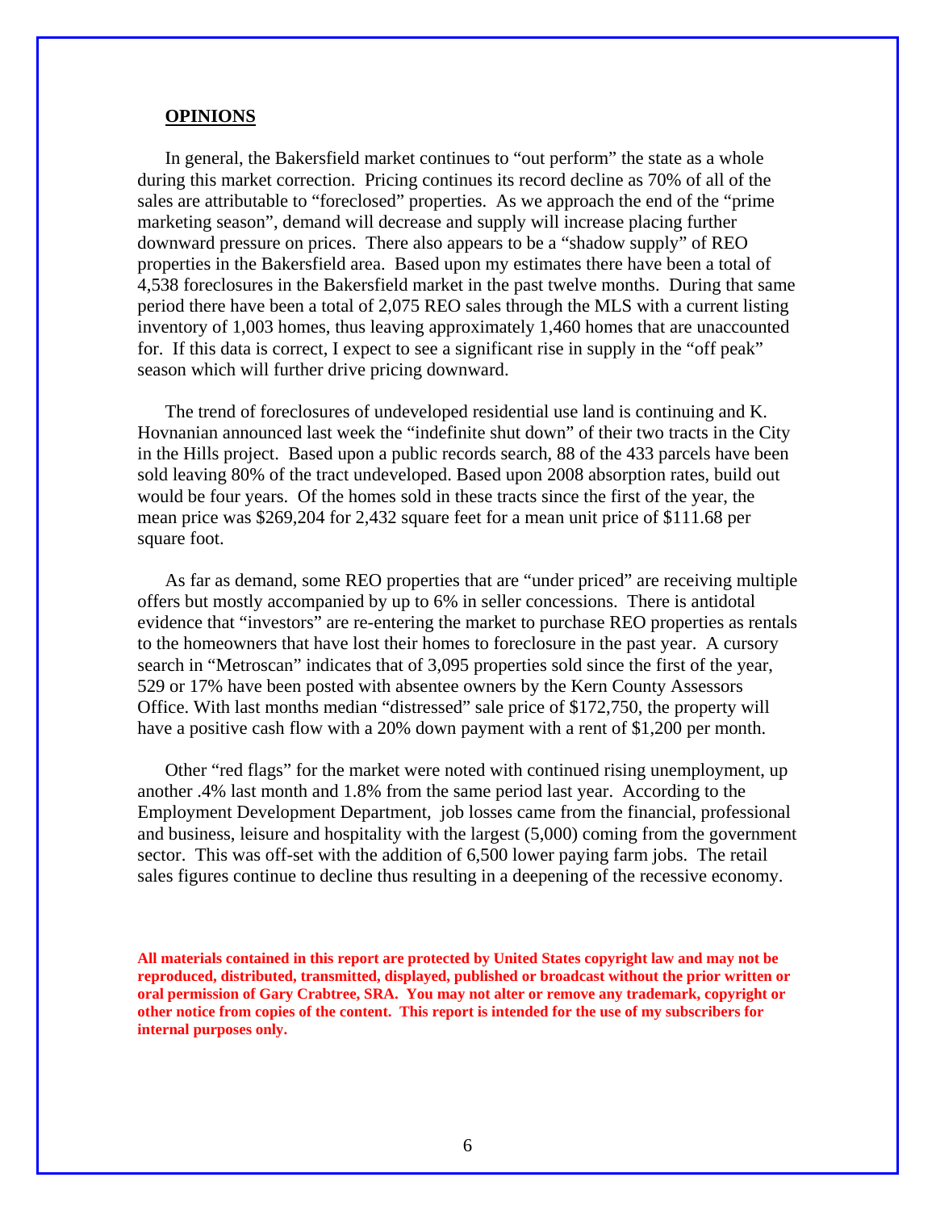## OPINIONS

In general, the Bakersfield market continues to "out perform" the state as a whole during this market correction. Pricing continues its record decline as 70% of all of the sales are attributable to "foreclosed" properties. As we approach the end of the "prime marketing season", demand will decrease and supply will increase placing further downward pressure on prices. There also appears to be a "shadow supply" of REO properties in the Bakersfield area. Based upon my estimates there have been a total of 4,538 foreclosures in the Bakersfield market in the past twelve months. During that same period there have been a total of 2,075 REO sales through the MLS with a current listing inventory of 1,003 homes, thus leaving approximately 1,460 homes that are unaccounted for. If this data is correct, I expect to see a significant rise in supply in the "off peak" season which will further drive pricing downward.

The trend of foreclosures of undeveloped residential use land is continuing and K. Hovnanian announced last week the "indefinite shut down" of their two tracts in the City in the Hills project. Based upon a public records search, 88 of the 433 parcels have been sold leaving 80% of the tract undeveloped. Based upon 2008 absorption rates, build out would be four years. Of the homes sold in these tracts since the first of the year, the mean price was $269,204 for 2,432 square feet for a mean unit price of $111.68 per square foot.

As far as demand, some REO properties that are "under priced" are receiving multiple offers but mostly accompanied by up to 6% in seller concessions. There is antidotal evidence that "investors" are re-entering the market to purchase REO properties as rentals to the homeowners that have lost their homes to foreclosure in the past year. A cursory search in "Metroscan" indicates that of 3,095 properties sold since the first of the year, 529 or 17% have been posted with absentee owners by the Kern County Assessors Office. With last months median "distressed" sale price of $172,750, the property will have a positive cash flow with a 20% down payment with a rent of $1,200 per month.

Other "red flags" for the market were noted with continued rising unemployment, up another .4% last month and 1.8% from the same period last year. According to the Employment Development Department, job losses came from the financial, professional and business, leisure and hospitality with the largest (5,000) coming from the government sector. This was off-set with the addition of 6,500 lower paying farm jobs. The retail sales figures continue to decline thus resulting in a deepening of the recessive economy.

**All materials contained in this report are protected by United States copyright law and may not be reproduced, distributed, transmitted, displayed, published or broadcast without the prior written or oral permission of Gary Crabtree, SRA. You may not alter or remove any trademark, copyright or other notice from copies of the content. This report is intended for the use of my subscribers for internal purposes only.**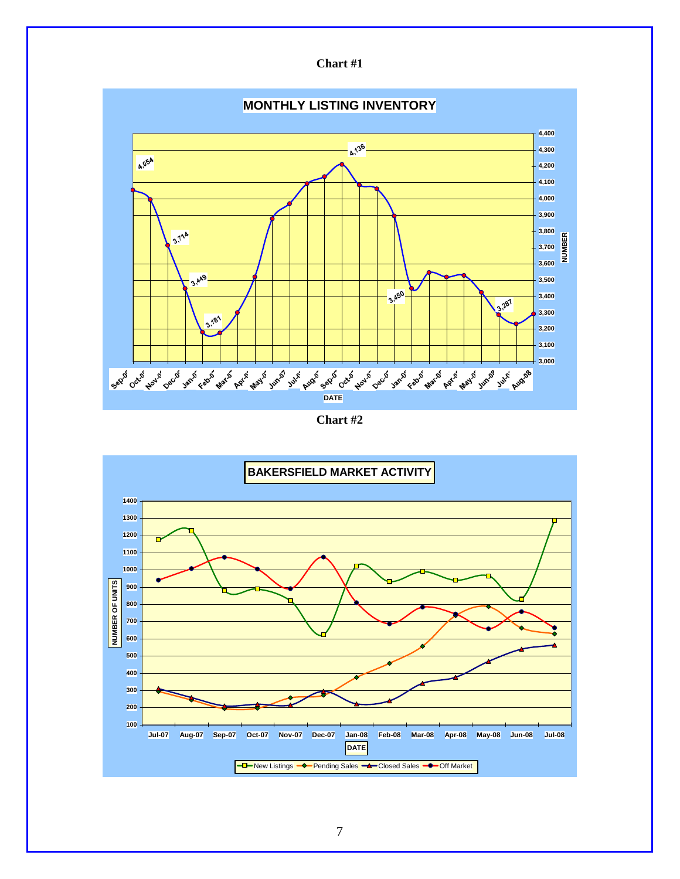**Chart #1**

**MONTHLY LISTING INVENTORY**

**Chart #2**

**BAKERSFIELD MARKET ACTIVITY**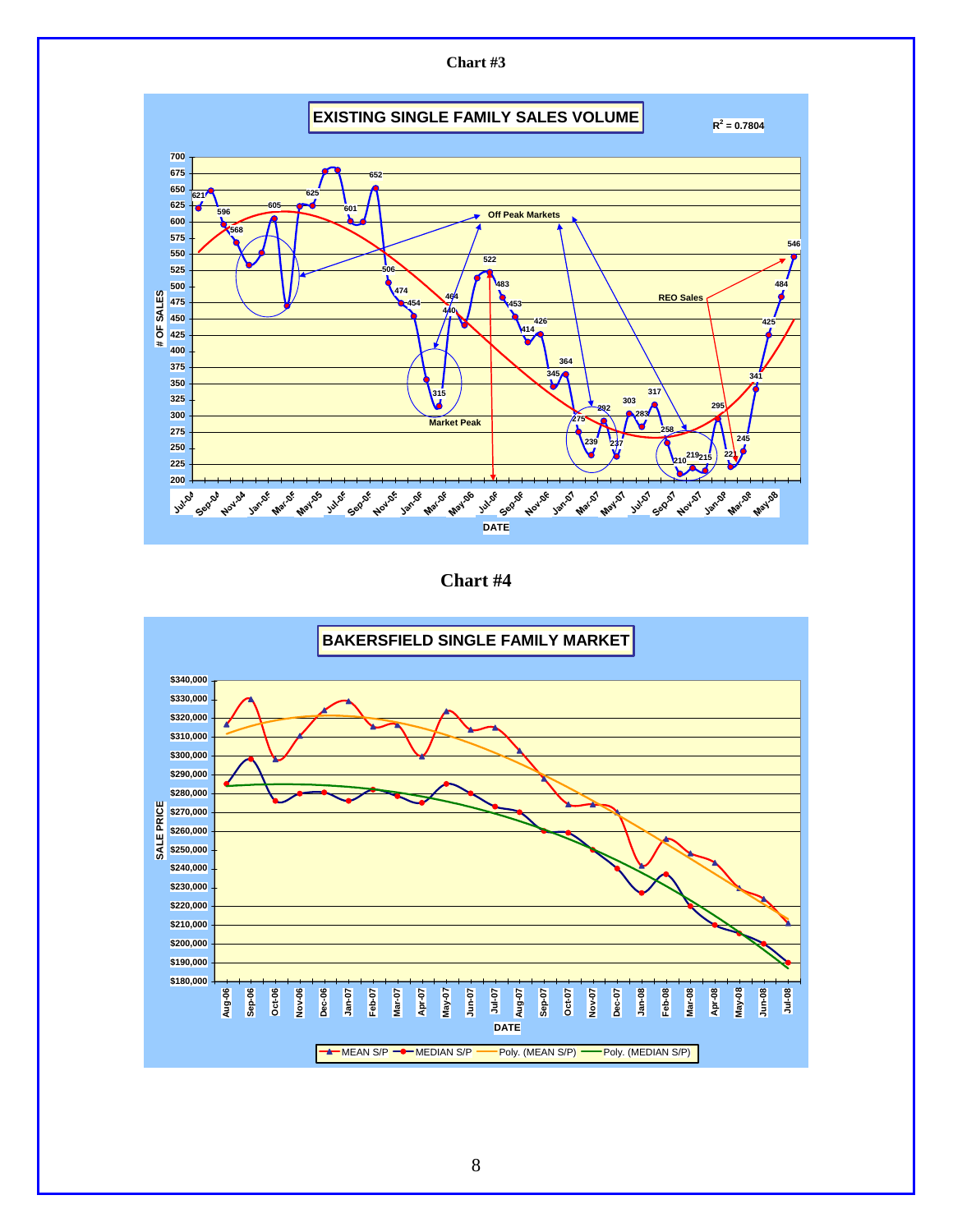## Chart #3

**EXISTING SINGLE FAMILY SALES VOLUME**

$R^2 = 0.7804$

# OF SALES: 200–700

DATE: Jul-04, Sep-04, Nov-04, Jan-05, Mar-05, May-05, Jul-05, Sep-05, Nov-05, Jan-06, Mar-06, May-06, Jul-06, Sep-06, Nov-06, Jan-07, Mar-07, May-07, Jul-07, Sep-07, Nov-07, Jan-08, Mar-08, May-08

Data labels: 621, 596, 568, 605, 625, 601, 652, 506, 474, 454, 464, 440, 315, 522, 483, 453, 426, 414, 364, 345, 275, 292, 239, 237, 303, 283, 317, 258, 210, 219, 215, 295, 221, 245, 341, 425, 484, 546

Annotations: Off Peak Markets; Market Peak; REO Sales

## Chart #4

**BAKERSFIELD SINGLE FAMILY MARKET**

SALE PRICE: $180,000–$340,000

DATE: Aug-06, Sep-06, Oct-06, Nov-06, Dec-06, Jan-07, Feb-07, Mar-07, Apr-07, May-07, Jun-07, Jul-07, Aug-07, Sep-07, Oct-07, Nov-07, Dec-07, Jan-08, Feb-08, Mar-08, Apr-08, May-08, Jun-08, Jul-08

Legend: MEAN S/P; MEDIAN S/P; Poly. (MEAN S/P); Poly. (MEDIAN S/P)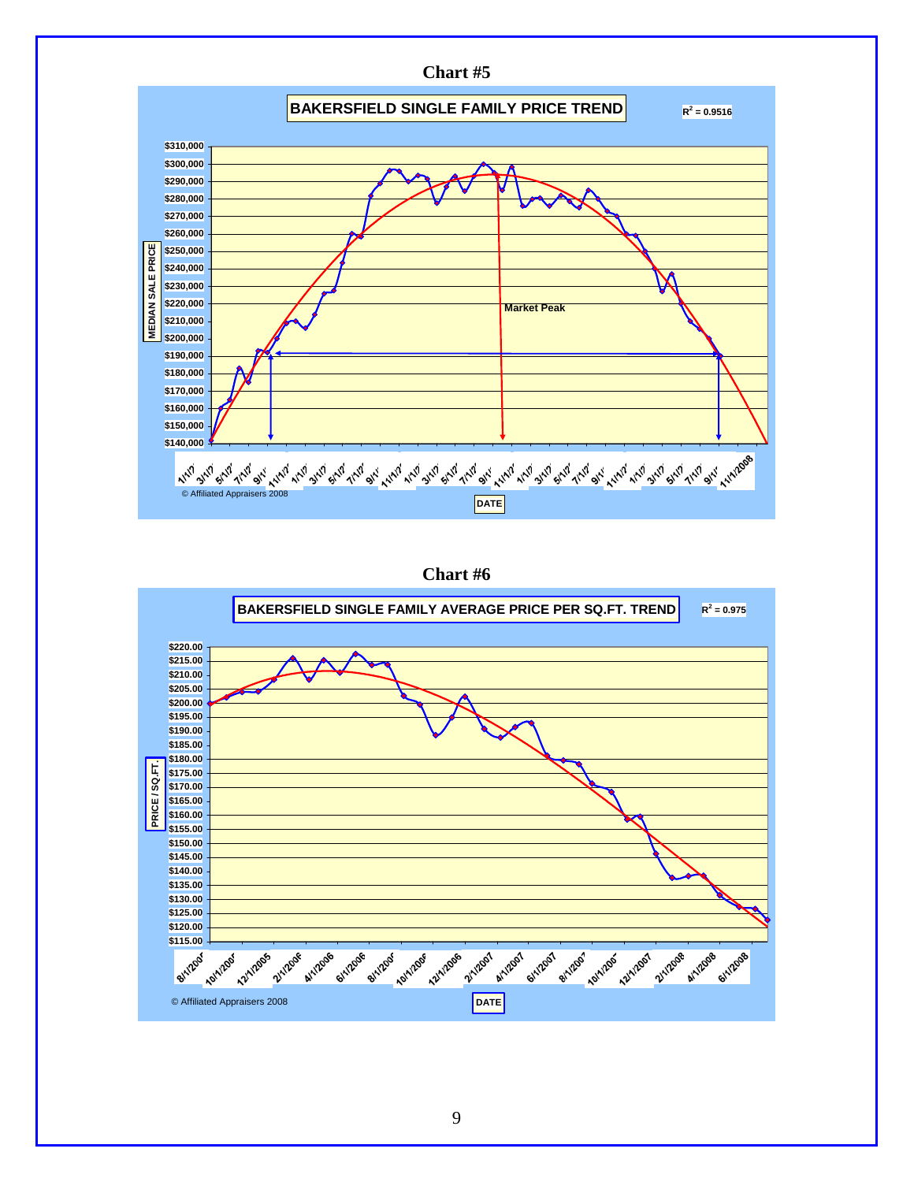## Chart #5

**BAKERSFIELD SINGLE FAMILY PRICE TREND**

$R^2 = 0.9516$

MEDIAN SALE PRICE

Market Peak

DATE

© Affiliated Appraisers 2008

## Chart #6

**BAKERSFIELD SINGLE FAMILY AVERAGE PRICE PER SQ.FT. TREND**

$R^2 = 0.975$

PRICE / SQ.FT.

DATE

© Affiliated Appraisers 2008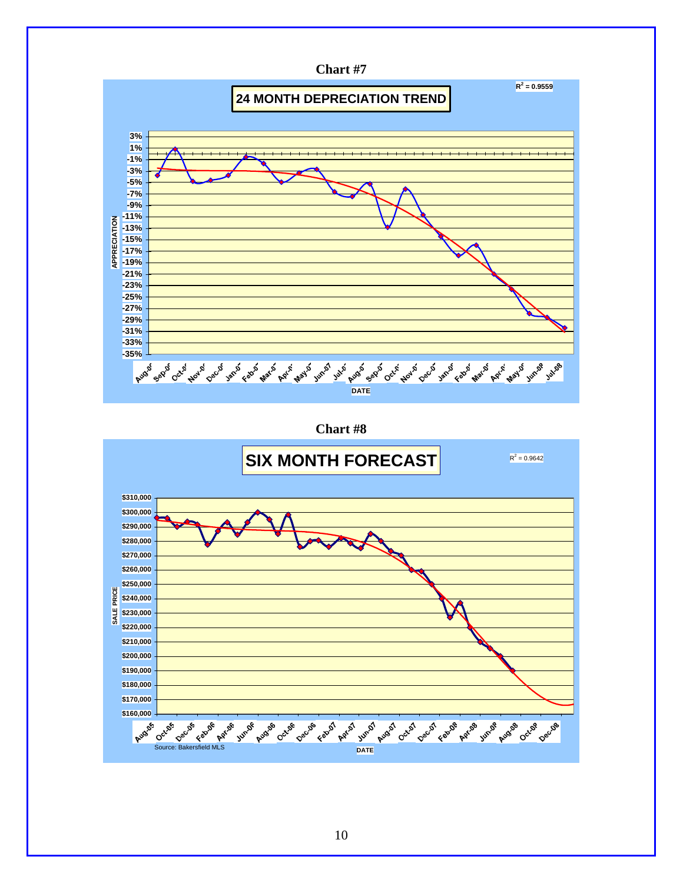**Chart #7**

## 24 MONTH DEPRECIATION TREND

$R^2$ = 0.9559

APPRECIATION: 3%, 1%, -1%, -3%, -5%, -7%, -9%, -11%, -13%, -15%, -17%, -19%, -21%, -23%, -25%, -27%, -29%, -31%, -33%, -35%

DATE: Aug-0', Sep-0', Oct-0', Nov-0', Dec-0', Jan-0', Feb-0', Mar-0', Apr-0', May-0', Jun-07, Jul-0', Aug-0', Sep-0', Oct-0', Nov-0', Dec-0', Jan-0', Feb-0', Mar-0', Apr-0', May-0', Jun-08, Jul-08

**Chart #8**

## SIX MONTH FORECAST

$R^2$ = 0.9642

SALE PRICE: $310,000, $300,000, $290,000, $280,000, $270,000, $260,000, $250,000, $240,000, $230,000, $220,000, $210,000, $200,000, $190,000, $180,000, $170,000, $160,000

DATE: Aug-05, Oct-05, Dec-05, Feb-06, Apr-06, Jun-06, Aug-06, Oct-06, Dec-06, Feb-07, Apr-07, Jun-07, Aug-07, Oct-07, Dec-07, Feb-08, Apr-08, Jun-08, Aug-08, Oct-08, Dec-08

Source: Bakersfield MLS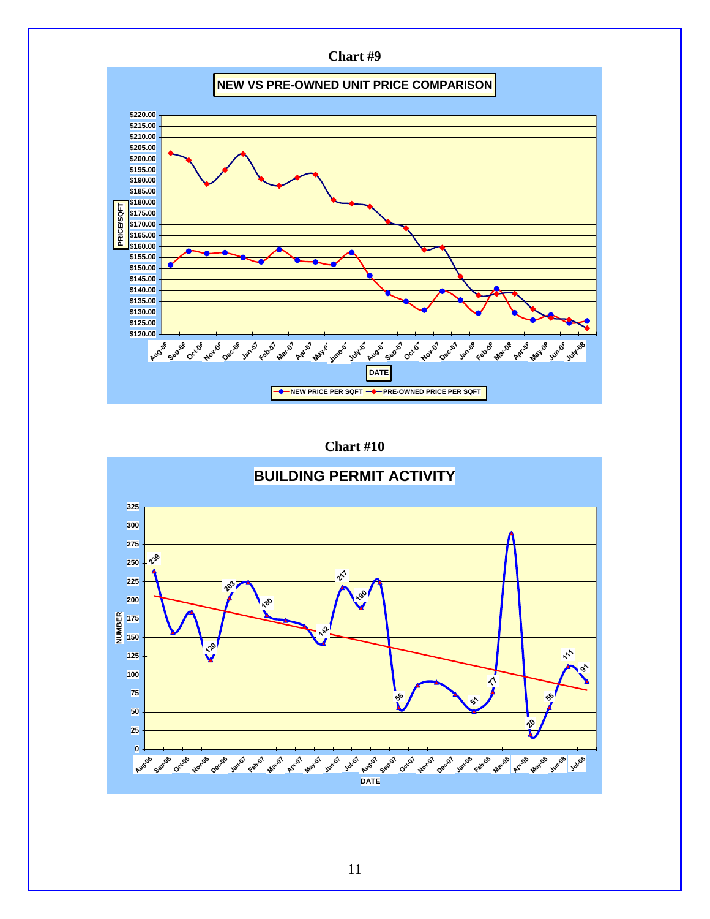**Chart #9**

**NEW VS PRE-OWNED UNIT PRICE COMPARISON**

PRICE/SQFT: $120.00 – $220.00

DATE: Aug-06, Sep-06, Oct-06, Nov-06, Dec-06, Jan-07, Feb-07, Mar-07, Apr-07, May-07, June-07, July-07, Aug-07, Sep-07, Oct-07, Nov-07, Dec-07, Jan-08, Feb-08, Mar-08, Apr-08, May-08, Jun-08, July-08

NEW PRICE PER SQFT — PRE-OWNED PRICE PER SQFT

**Chart #10**

**BUILDING PERMIT ACTIVITY**

NUMBER: 0 – 325

DATE: Aug-06, Sep-06, Oct-06, Nov-06, Dec-06, Jan-07, Feb-07, Mar-07, Apr-07, May-07, Jun-07, Jul-07, Aug-07, Sep-07, Oct-07, Nov-07, Dec-07, Jan-08, Feb-08, Mar-08, Apr-08, May-08, Jun-08, Jul-08

Labeled values: 239, 203, 180, 120, 142, 217, 190, 56, 51, 77, 20, 56, 111, 91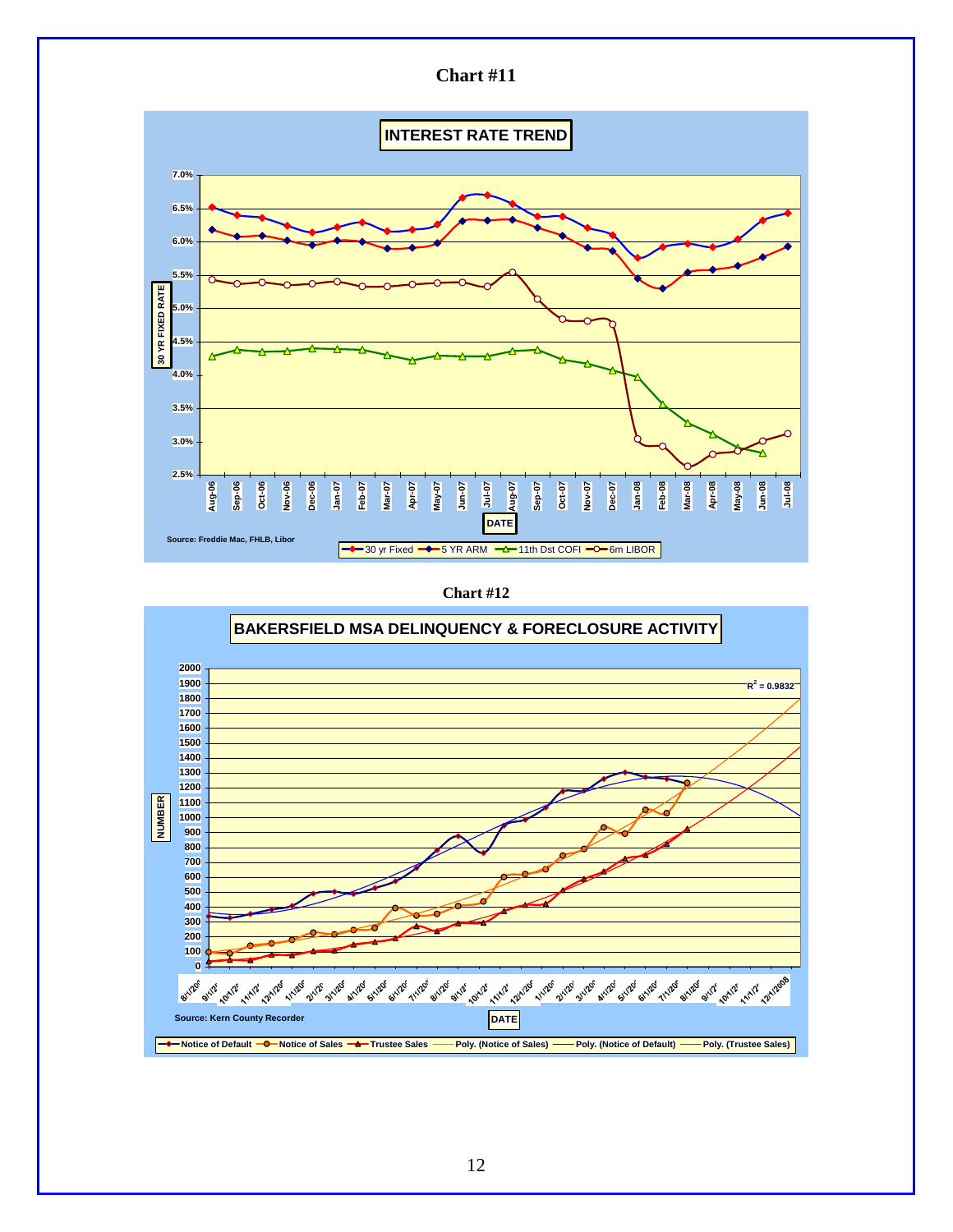**Chart #11**

**INTEREST RATE TREND**

30 YR FIXED RATE

DATE

Source: Freddie Mac, FHLB, Libor

30 yr Fixed — 5 YR ARM — 11th Dst COFI — 6m LIBOR

**Chart #12**

**BAKERSFIELD MSA DELINQUENCY & FORECLOSURE ACTIVITY**

$R^2 = 0.9832$

NUMBER

DATE

Source: Kern County Recorder

Notice of Default — Notice of Sales — Trustee Sales — Poly. (Notice of Sales) — Poly. (Notice of Default) — Poly. (Trustee Sales)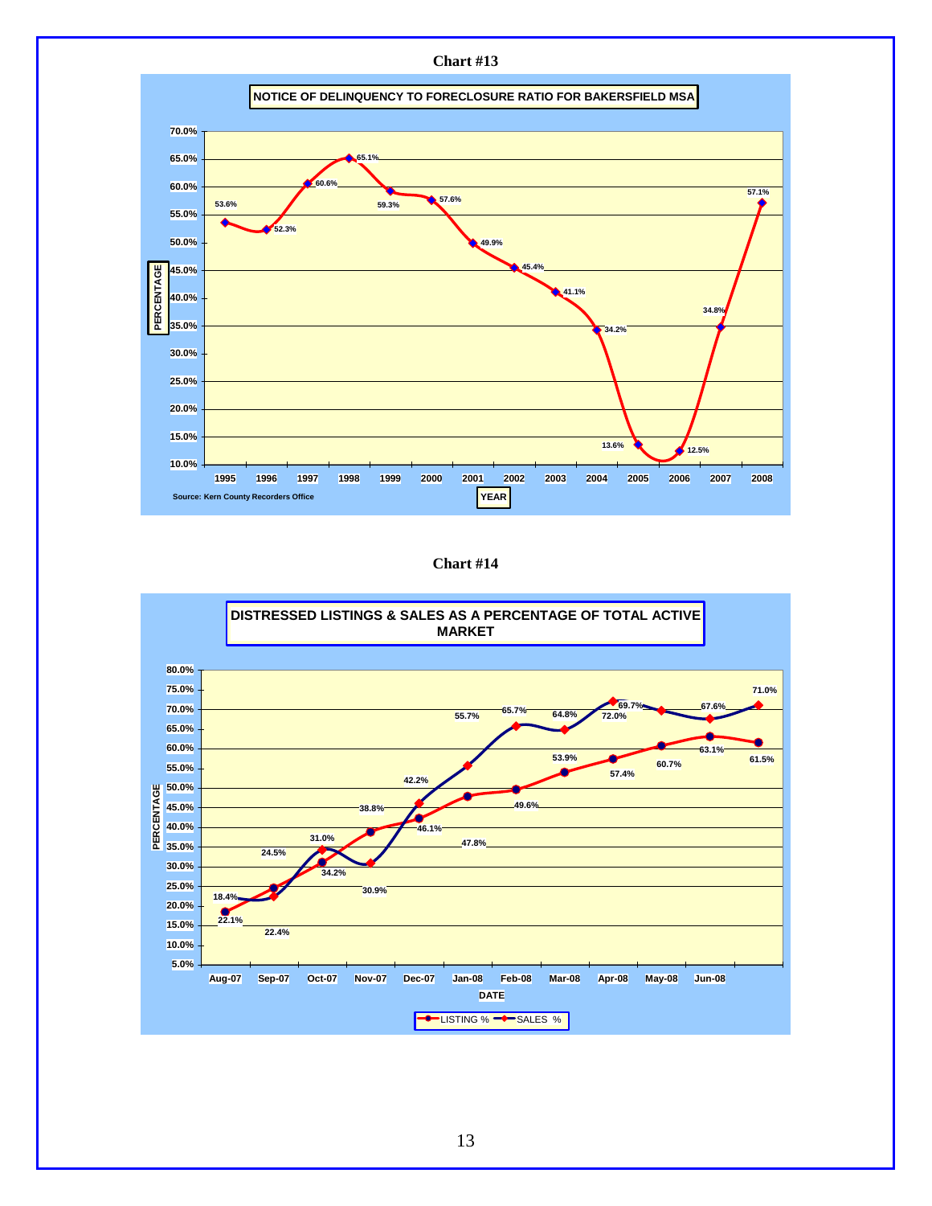**Chart #13**

**NOTICE OF DELINQUENCY TO FORECLOSURE RATIO FOR BAKERSFIELD MSA**

| YEAR | PERCENTAGE |
|---|---|
| 1995 | 53.6% |
| 1996 | 52.3% |
| 1997 | 60.6% |
| 1998 | 65.1% |
| 1999 | 59.3% |
| 2000 | 57.6% |
| 2001 | 49.9% |
| 2002 | 45.4% |
| 2003 | 41.1% |
| 2004 | 34.2% |
| 2005 | 13.6% |
| 2006 | 12.5% |
| 2007 | 34.8% |
| 2008 | 57.1% |

Source: Kern County Recorders Office

**Chart #14**

**DISTRESSED LISTINGS & SALES AS A PERCENTAGE OF TOTAL ACTIVE MARKET**

| DATE | LISTING % | SALES % |
|---|---|---|
| Aug-07 | 18.4% | 22.1% |
| Sep-07 | 24.5% | 22.4% |
| Oct-07 | 31.0% | 34.2% |
| Nov-07 | 38.8% | 30.9% |
| Dec-07 | 42.2% | 46.1% |
| Jan-08 | 47.8% | 55.7% |
| Feb-08 | 49.6% | 65.7% |
| Mar-08 | 53.9% | 64.8% |
| Apr-08 | 57.4% | 72.0% |
| May-08 | 60.7% | 69.7% |
| Jun-08 | 63.1% | 67.6% |
| | 61.5% | 71.0% |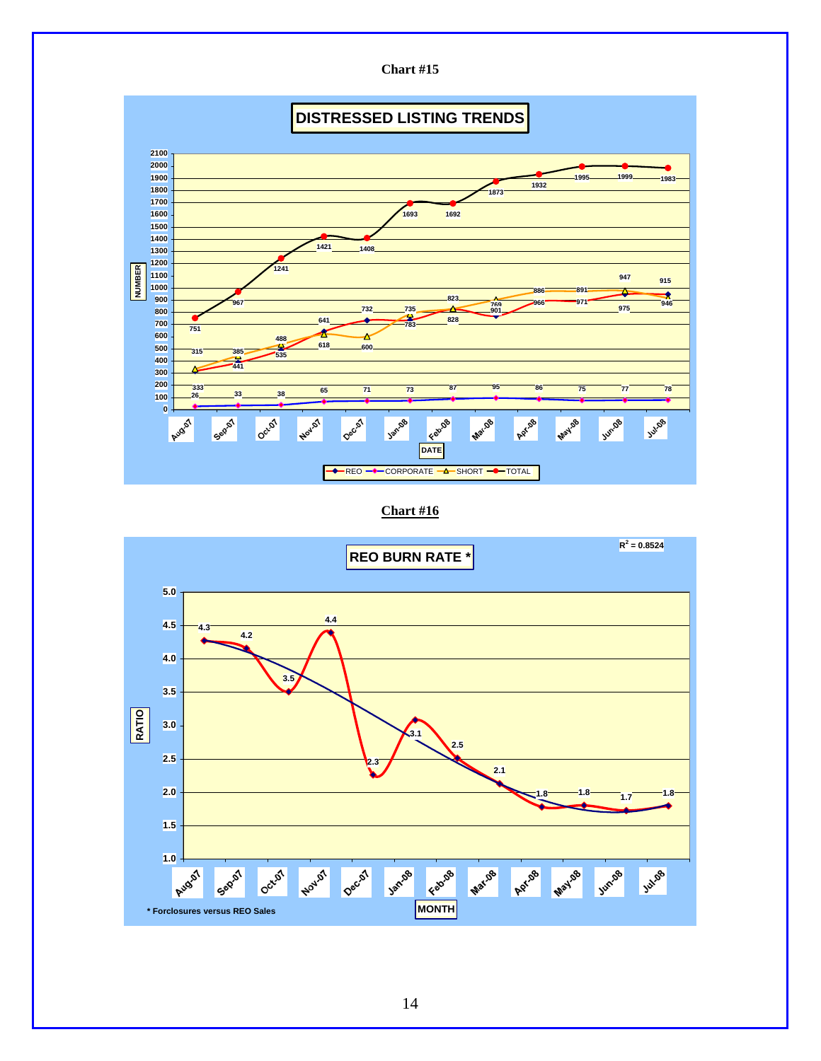**Chart #15**

**DISTRESSED LISTING TRENDS**

NUMBER

2100
2000
1900
1800
1700
1600
1500
1400
1300
1200
1100
1000
900
800
700
600
500
400
300
200
100
0

751 967 1241 1421 1408 1693 1692 1873 1932 1995 1999 1983

315 385 488 641 732 735 823 769 886 891 947 915

333 441 535 618 600 783 828 901 966 971 975 946

26 33 38 65 71 73 87 95 86 75 77 78

Aug-07 Sep-07 Oct-07 Nov-07 Dec-07 Jan-08 Feb-08 Mar-08 Apr-08 May-08 Jun-08 Jul-08

DATE

REO CORPORATE SHORT TOTAL

**Chart #16**

**REO BURN RATE ***

$R^2 = 0.8524$

RATIO

5.0
4.5
4.0
3.5
3.0
2.5
2.0
1.5
1.0

4.3 4.2 3.5 4.4 2.3 3.1 2.5 2.1 1.8 1.8 1.7 1.8

Aug-07 Sep-07 Oct-07 Nov-07 Dec-07 Jan-08 Feb-08 Mar-08 Apr-08 May-08 Jun-08 Jul-08

MONTH

* Forclosures versus REO Sales